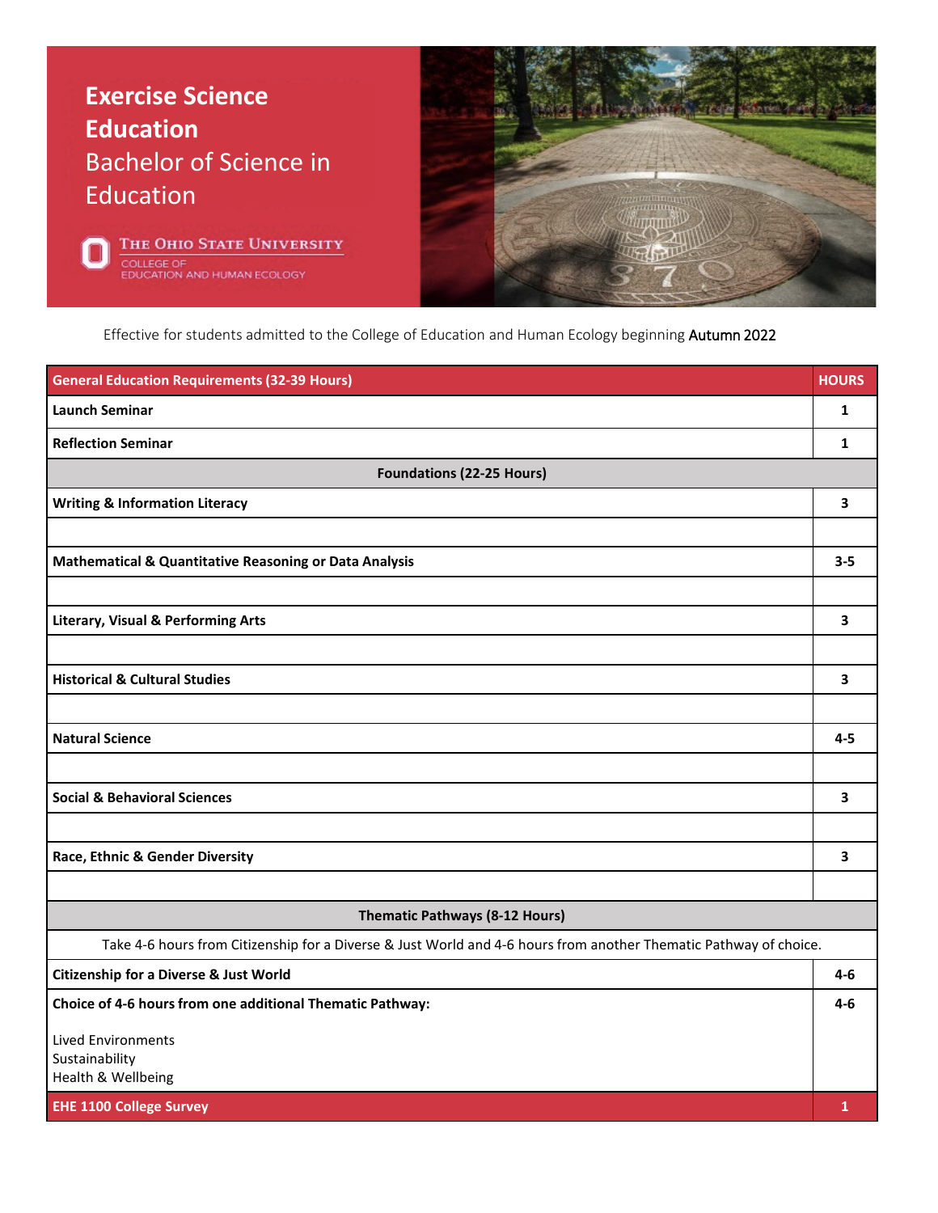# Exercise Science Education

## Bachelor of Science in Education

The Ohio State University
College of Education and Human Ecology

Effective for students admitted to the College of Education and Human Ecology beginning Autumn 2022

| **General Education Requirements (32-39 Hours)** | **HOURS** |
|---|---|
| **Launch Seminar** | **1** |
| **Reflection Seminar** | **1** |
| **Foundations (22-25 Hours)** | |
| **Writing & Information Literacy** | **3** |
| | |
| **Mathematical & Quantitative Reasoning or Data Analysis** | **3-5** |
| | |
| **Literary, Visual & Performing Arts** | **3** |
| | |
| **Historical & Cultural Studies** | **3** |
| | |
| **Natural Science** | **4-5** |
| | |
| **Social & Behavioral Sciences** | **3** |
| | |
| **Race, Ethnic & Gender Diversity** | **3** |
| | |
| **Thematic Pathways (8-12 Hours)** | |
| Take 4-6 hours from Citizenship for a Diverse & Just World and 4-6 hours from another Thematic Pathway of choice. | |
| **Citizenship for a Diverse & Just World** | **4-6** |
| **Choice of 4-6 hours from one additional Thematic Pathway:** Lived Environments, Sustainability, Health & Wellbeing | **4-6** |
| **EHE 1100 College Survey** | **1** |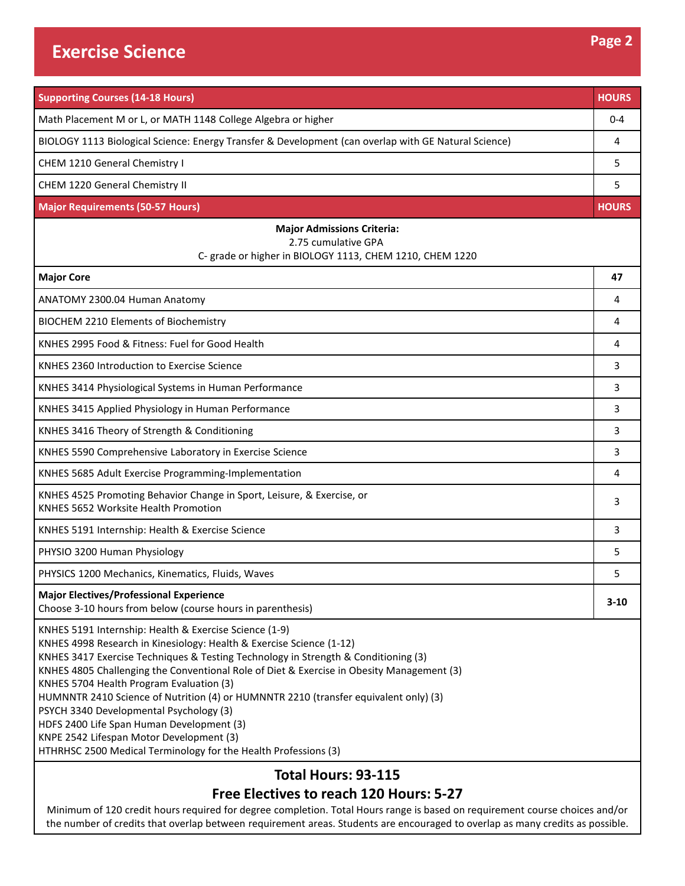# Exercise Science

| Supporting Courses (14-18 Hours) | HOURS |
| --- | --- |
| Math Placement M or L, or MATH 1148 College Algebra or higher | 0-4 |
| BIOLOGY 1113 Biological Science: Energy Transfer & Development (can overlap with GE Natural Science) | 4 |
| CHEM 1210 General Chemistry I | 5 |
| CHEM 1220 General Chemistry II | 5 |

| Major Requirements (50-57 Hours) | HOURS |
| --- | --- |
| **Major Admissions Criteria:** 2.75 cumulative GPA; C- grade or higher in BIOLOGY 1113, CHEM 1210, CHEM 1220 | |
| **Major Core** | **47** |
| ANATOMY 2300.04 Human Anatomy | 4 |
| BIOCHEM 2210 Elements of Biochemistry | 4 |
| KNHES 2995 Food & Fitness: Fuel for Good Health | 4 |
| KNHES 2360 Introduction to Exercise Science | 3 |
| KNHES 3414 Physiological Systems in Human Performance | 3 |
| KNHES 3415 Applied Physiology in Human Performance | 3 |
| KNHES 3416 Theory of Strength & Conditioning | 3 |
| KNHES 5590 Comprehensive Laboratory in Exercise Science | 3 |
| KNHES 5685 Adult Exercise Programming-Implementation | 4 |
| KNHES 4525 Promoting Behavior Change in Sport, Leisure, & Exercise, or KNHES 5652 Worksite Health Promotion | 3 |
| KNHES 5191 Internship: Health & Exercise Science | 3 |
| PHYSIO 3200 Human Physiology | 5 |
| PHYSICS 1200 Mechanics, Kinematics, Fluids, Waves | 5 |
| **Major Electives/Professional Experience** Choose 3-10 hours from below (course hours in parenthesis) | **3-10** |

KNHES 5191 Internship: Health & Exercise Science (1-9)
KNHES 4998 Research in Kinesiology: Health & Exercise Science (1-12)
KNHES 3417 Exercise Techniques & Testing Technology in Strength & Conditioning (3)
KNHES 4805 Challenging the Conventional Role of Diet & Exercise in Obesity Management (3)
KNHES 5704 Health Program Evaluation (3)
HUMNNTR 2410 Science of Nutrition (4) or HUMNNTR 2210 (transfer equivalent only) (3)
PSYCH 3340 Developmental Psychology (3)
HDFS 2400 Life Span Human Development (3)
KNPE 2542 Lifespan Motor Development (3)
HTHRHSC 2500 Medical Terminology for the Health Professions (3)

## Total Hours: 93-115

## Free Electives to reach 120 Hours: 5-27

Minimum of 120 credit hours required for degree completion. Total Hours range is based on requirement course choices and/or the number of credits that overlap between requirement areas. Students are encouraged to overlap as many credits as possible.